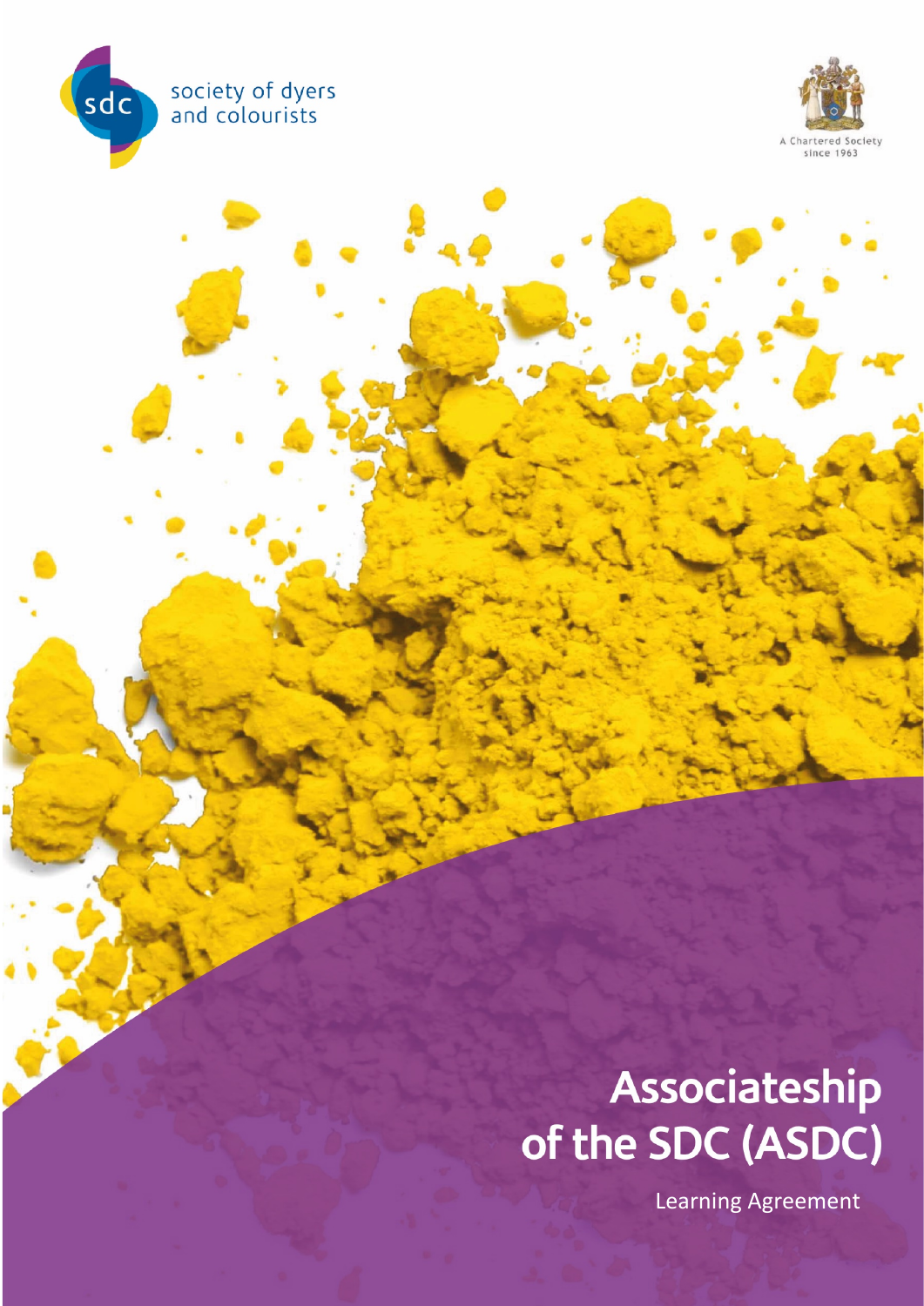society of dyers and colourists

A Chartered Society since 1963

# Associateship of the SDC (ASDC)

Learning Agreement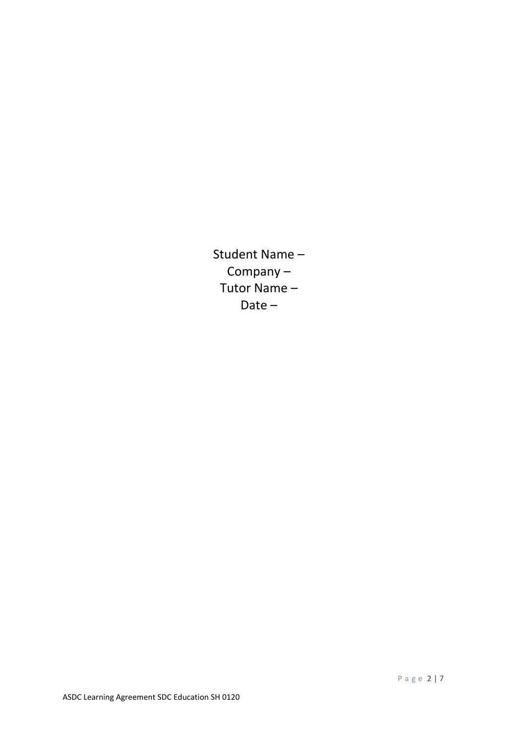Student Name –
Company –
Tutor Name –
Date –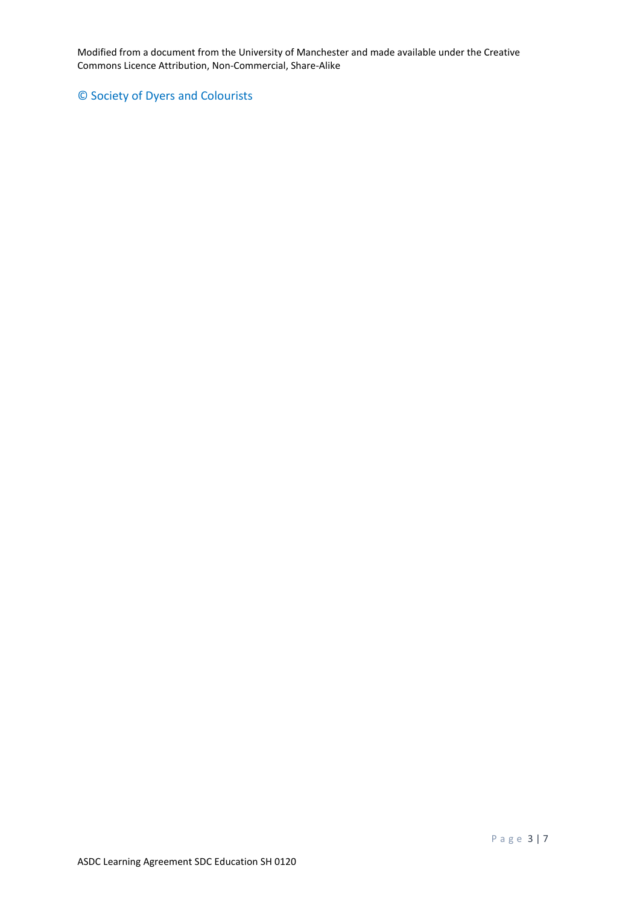Modified from a document from the University of Manchester and made available under the Creative Commons Licence Attribution, Non-Commercial, Share-Alike

© Society of Dyers and Colourists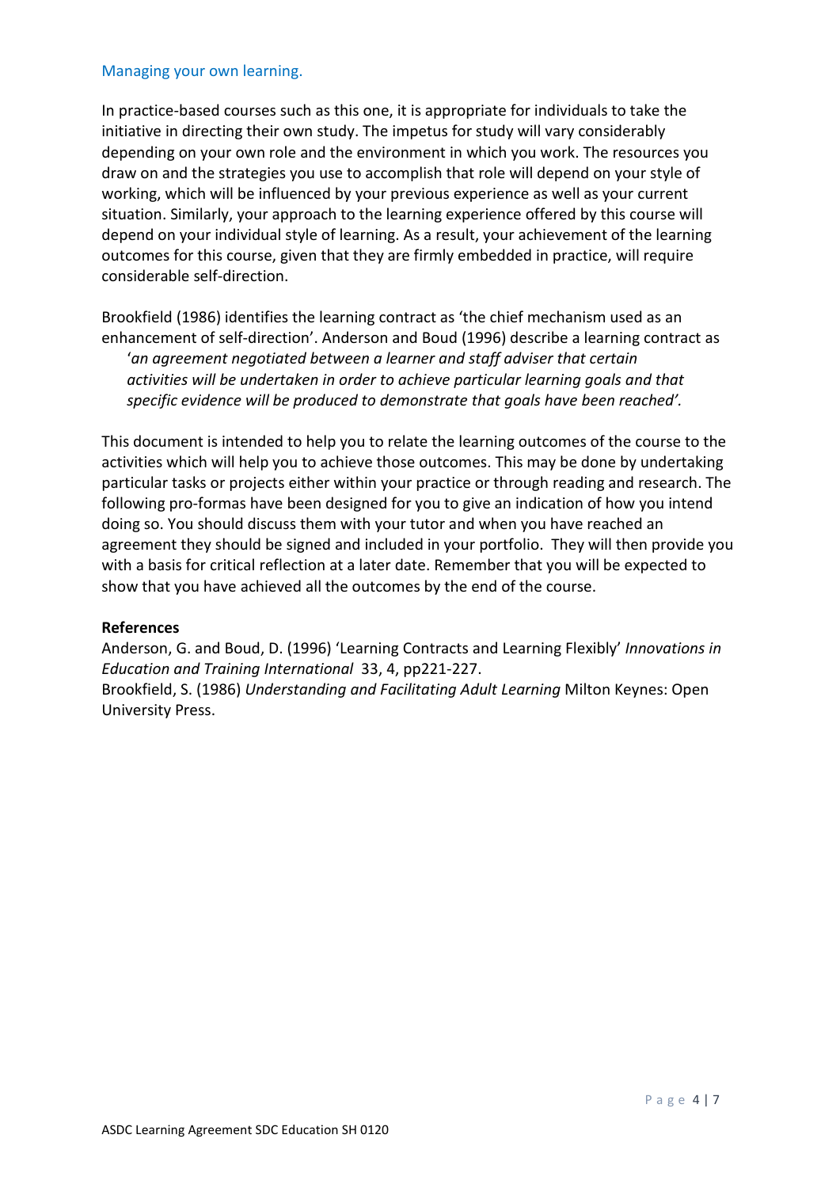## Managing your own learning.

In practice-based courses such as this one, it is appropriate for individuals to take the initiative in directing their own study. The impetus for study will vary considerably depending on your own role and the environment in which you work. The resources you draw on and the strategies you use to accomplish that role will depend on your style of working, which will be influenced by your previous experience as well as your current situation. Similarly, your approach to the learning experience offered by this course will depend on your individual style of learning. As a result, your achievement of the learning outcomes for this course, given that they are firmly embedded in practice, will require considerable self-direction.

Brookfield (1986) identifies the learning contract as 'the chief mechanism used as an enhancement of self-direction'. Anderson and Boud (1996) describe a learning contract as

> '*an agreement negotiated between a learner and staff adviser that certain activities will be undertaken in order to achieve particular learning goals and that specific evidence will be produced to demonstrate that goals have been reached'.*

This document is intended to help you to relate the learning outcomes of the course to the activities which will help you to achieve those outcomes. This may be done by undertaking particular tasks or projects either within your practice or through reading and research. The following pro-formas have been designed for you to give an indication of how you intend doing so. You should discuss them with your tutor and when you have reached an agreement they should be signed and included in your portfolio. They will then provide you with a basis for critical reflection at a later date. Remember that you will be expected to show that you have achieved all the outcomes by the end of the course.

**References**

Anderson, G. and Boud, D. (1996) 'Learning Contracts and Learning Flexibly' *Innovations in Education and Training International* 33, 4, pp221-227.

Brookfield, S. (1986) *Understanding and Facilitating Adult Learning* Milton Keynes: Open University Press.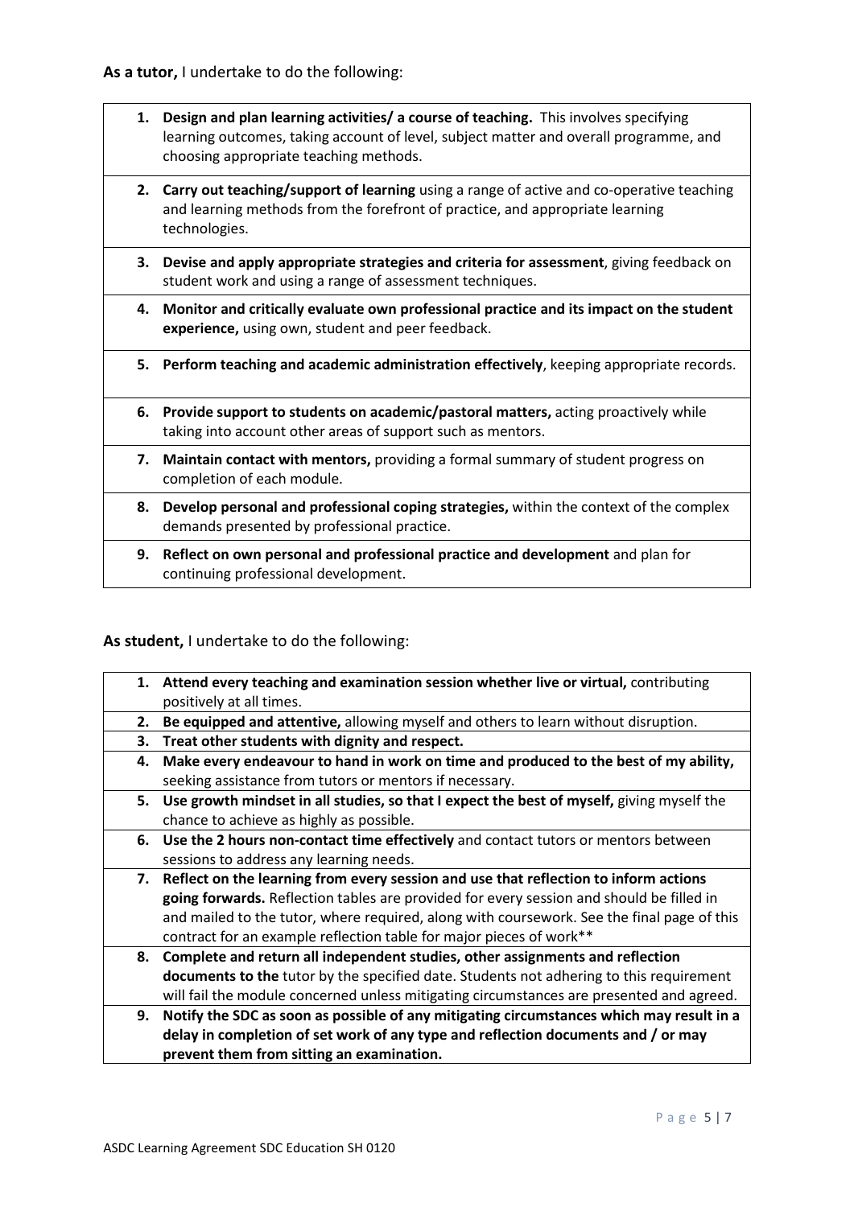**As a tutor,** I undertake to do the following:

| |
|---|
| 1. **Design and plan learning activities/ a course of teaching.** This involves specifying learning outcomes, taking account of level, subject matter and overall programme, and choosing appropriate teaching methods. |
| 2. **Carry out teaching/support of learning** using a range of active and co-operative teaching and learning methods from the forefront of practice, and appropriate learning technologies. |
| 3. **Devise and apply appropriate strategies and criteria for assessment**, giving feedback on student work and using a range of assessment techniques. |
| 4. **Monitor and critically evaluate own professional practice and its impact on the student experience,** using own, student and peer feedback. |
| 5. **Perform teaching and academic administration effectively**, keeping appropriate records. |
| 6. **Provide support to students on academic/pastoral matters,** acting proactively while taking into account other areas of support such as mentors. |
| 7. **Maintain contact with mentors,** providing a formal summary of student progress on completion of each module. |
| 8. **Develop personal and professional coping strategies,** within the context of the complex demands presented by professional practice. |
| 9. **Reflect on own personal and professional practice and development** and plan for continuing professional development. |

**As student,** I undertake to do the following:

| |
|---|
| 1. **Attend every teaching and examination session whether live or virtual,** contributing positively at all times. |
| 2. **Be equipped and attentive,** allowing myself and others to learn without disruption. |
| 3. **Treat other students with dignity and respect.** |
| 4. **Make every endeavour to hand in work on time and produced to the best of my ability,** seeking assistance from tutors or mentors if necessary. |
| 5. **Use growth mindset in all studies, so that I expect the best of myself,** giving myself the chance to achieve as highly as possible. |
| 6. **Use the 2 hours non-contact time effectively** and contact tutors or mentors between sessions to address any learning needs. |
| 7. **Reflect on the learning from every session and use that reflection to inform actions going forwards.** Reflection tables are provided for every session and should be filled in and mailed to the tutor, where required, along with coursework. See the final page of this contract for an example reflection table for major pieces of work** |
| 8. **Complete and return all independent studies, other assignments and reflection documents to the** tutor by the specified date. Students not adhering to this requirement will fail the module concerned unless mitigating circumstances are presented and agreed. |
| 9. **Notify the SDC as soon as possible of any mitigating circumstances which may result in a delay in completion of set work of any type and reflection documents and / or may prevent them from sitting an examination.** |

ASDC Learning Agreement SDC Education SH 0120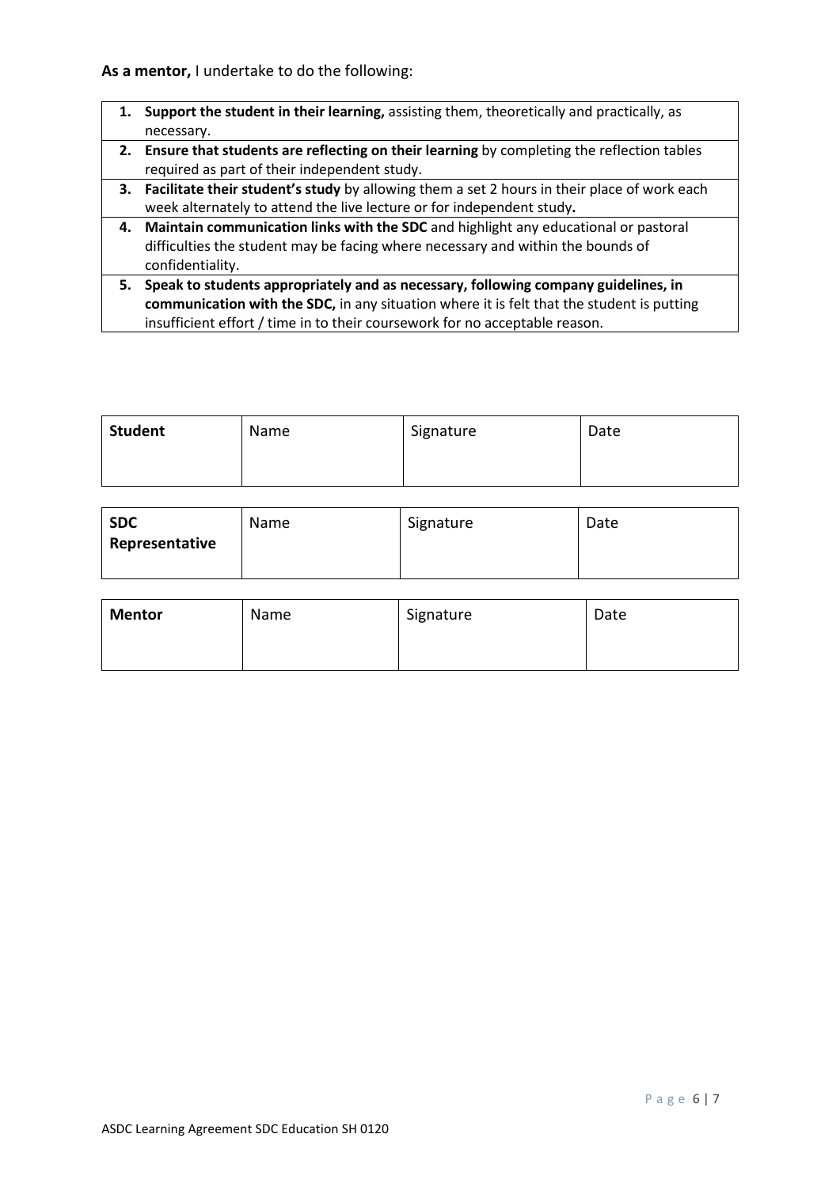**As a mentor,** I undertake to do the following:

1. **Support the student in their learning,** assisting them, theoretically and practically, as necessary.
2. **Ensure that students are reflecting on their learning** by completing the reflection tables required as part of their independent study.
3. **Facilitate their student's study** by allowing them a set 2 hours in their place of work each week alternately to attend the live lecture or for independent study**.**
4. **Maintain communication links with the SDC** and highlight any educational or pastoral difficulties the student may be facing where necessary and within the bounds of confidentiality.
5. **Speak to students appropriately and as necessary, following company guidelines, in communication with the SDC,** in any situation where it is felt that the student is putting insufficient effort / time in to their coursework for no acceptable reason.

| **Student** | Name | Signature | Date |
|---|---|---|---|
| | | | |

| **SDC Representative** | Name | Signature | Date |
|---|---|---|---|
| | | | |

| **Mentor** | Name | Signature | Date |
|---|---|---|---|
| | | | |

ASDC Learning Agreement SDC Education SH 0120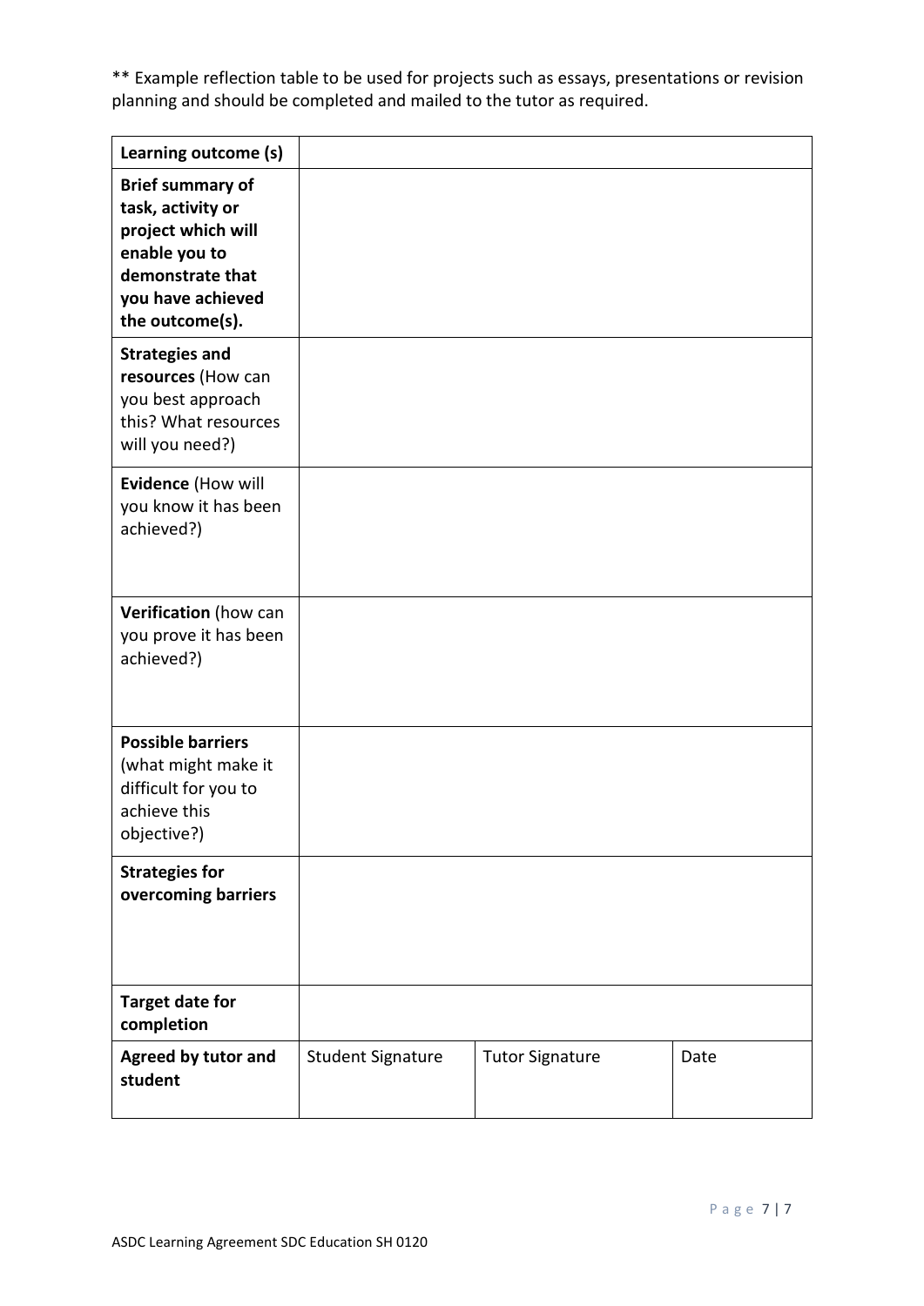** Example reflection table to be used for projects such as essays, presentations or revision planning and should be completed and mailed to the tutor as required.

| | | | |
|---|---|---|---|
| **Learning outcome (s)** | | | |
| **Brief summary of task, activity or project which will enable you to demonstrate that you have achieved the outcome(s).** | | | |
| **Strategies and resources** (How can you best approach this? What resources will you need?) | | | |
| **Evidence** (How will you know it has been achieved?) | | | |
| **Verification** (how can you prove it has been achieved?) | | | |
| **Possible barriers** (what might make it difficult for you to achieve this objective?) | | | |
| **Strategies for overcoming barriers** | | | |
| **Target date for completion** | | | |
| **Agreed by tutor and student** | Student Signature | Tutor Signature | Date |